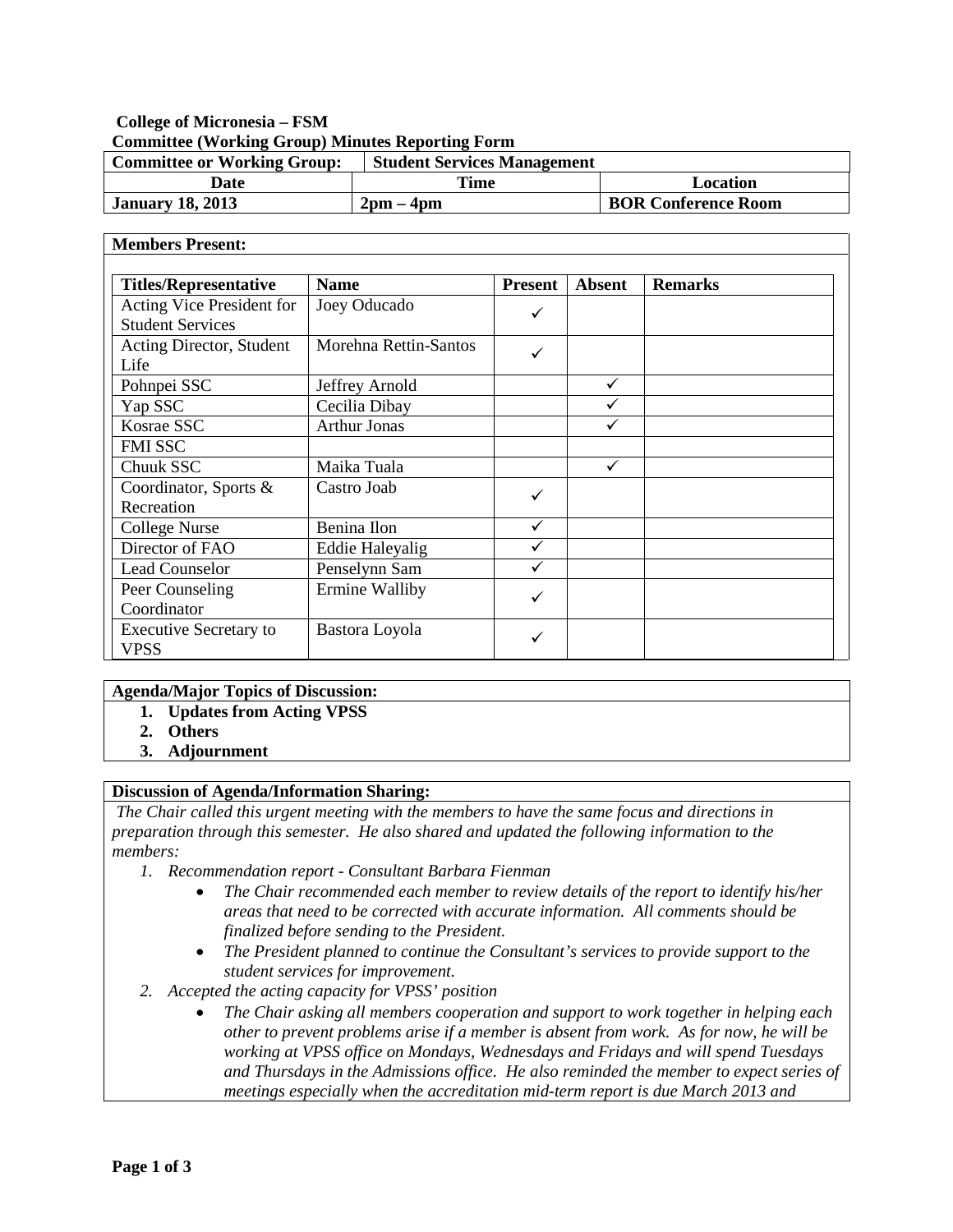**College of Micronesia – FSM**
**Committee (Working Group) Minutes Reporting Form**

| **Committee or Working Group:** | **Student Services Management** | |
|---|---|---|
| **Date** | **Time** | **Location** |
| **January 18, 2013** | **2pm – 4pm** | **BOR Conference Room** |

**Members Present:**

| **Titles/Representative** | **Name** | **Present** | **Absent** | **Remarks** |
|---|---|---|---|---|
| Acting Vice President for Student Services | Joey Oducado | ✓ | | |
| Acting Director, Student Life | Morehna Rettin-Santos | ✓ | | |
| Pohnpei SSC | Jeffrey Arnold | | ✓ | |
| Yap SSC | Cecilia Dibay | | ✓ | |
| Kosrae SSC | Arthur Jonas | | ✓ | |
| FMI SSC | | | | |
| Chuuk SSC | Maika Tuala | | ✓ | |
| Coordinator, Sports & Recreation | Castro Joab | ✓ | | |
| College Nurse | Benina Ilon | ✓ | | |
| Director of FAO | Eddie Haleyalig | ✓ | | |
| Lead Counselor | Penselynn Sam | ✓ | | |
| Peer Counseling Coordinator | Ermine Walliby | ✓ | | |
| Executive Secretary to VPSS | Bastora Loyola | ✓ | | |

**Agenda/Major Topics of Discussion:**

1. **Updates from Acting VPSS**
2. **Others**
3. **Adjournment**

**Discussion of Agenda/Information Sharing:**

*The Chair called this urgent meeting with the members to have the same focus and directions in preparation through this semester. He also shared and updated the following information to the members:*

1. *Recommendation report - Consultant Barbara Fienman*
    - *The Chair recommended each member to review details of the report to identify his/her areas that need to be corrected with accurate information. All comments should be finalized before sending to the President.*
    - *The President planned to continue the Consultant's services to provide support to the student services for improvement.*
2. *Accepted the acting capacity for VPSS' position*
    - *The Chair asking all members cooperation and support to work together in helping each other to prevent problems arise if a member is absent from work. As for now, he will be working at VPSS office on Mondays, Wednesdays and Fridays and will spend Tuesdays and Thursdays in the Admissions office. He also reminded the member to expect series of meetings especially when the accreditation mid-term report is due March 2013 and*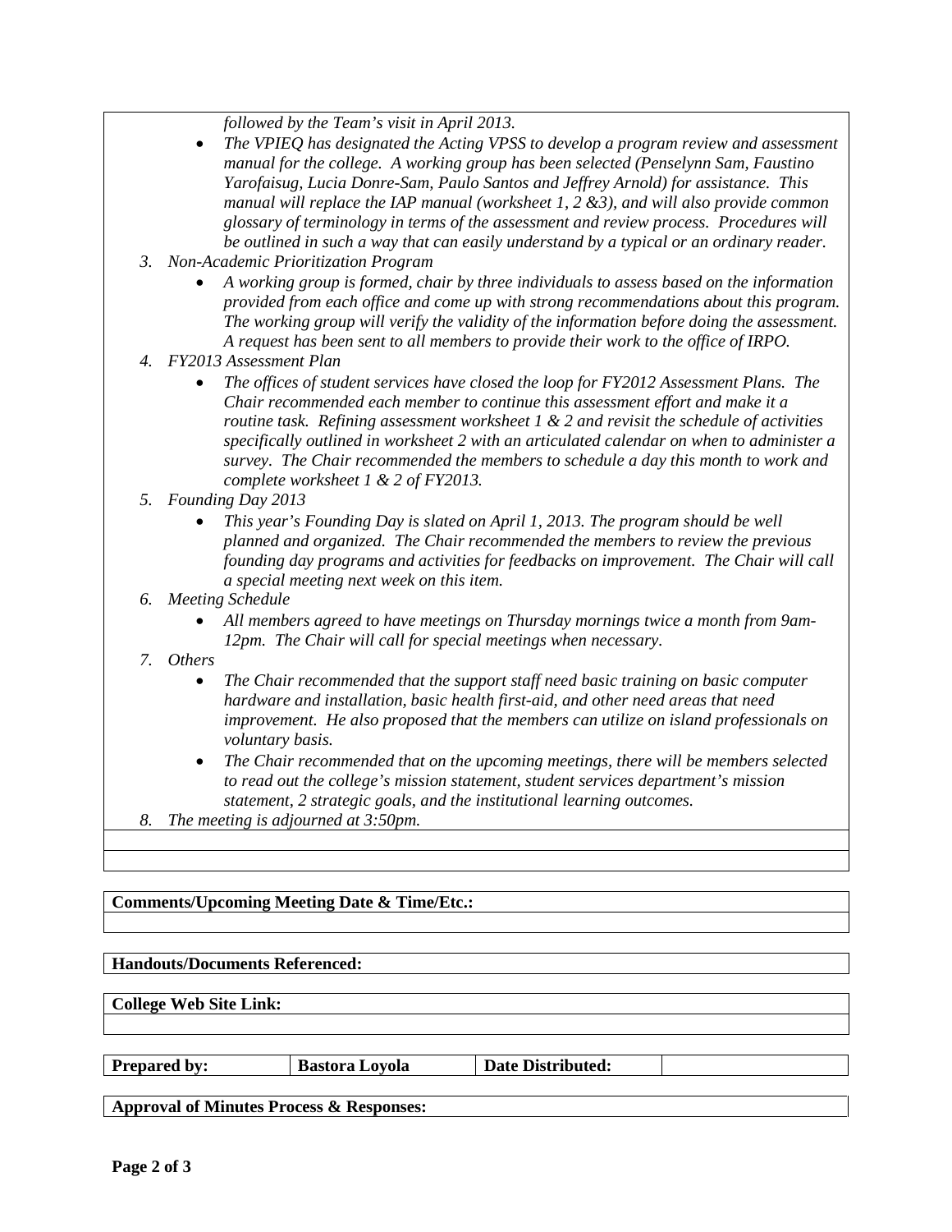*followed by the Team's visit in April 2013.*

- *The VPIEQ has designated the Acting VPSS to develop a program review and assessment manual for the college. A working group has been selected (Penselynn Sam, Faustino Yarofaisug, Lucia Donre-Sam, Paulo Santos and Jeffrey Arnold) for assistance. This manual will replace the IAP manual (worksheet 1, 2 &3), and will also provide common glossary of terminology in terms of the assessment and review process. Procedures will be outlined in such a way that can easily understand by a typical or an ordinary reader.*

3. *Non-Academic Prioritization Program*
   - *A working group is formed, chair by three individuals to assess based on the information provided from each office and come up with strong recommendations about this program. The working group will verify the validity of the information before doing the assessment. A request has been sent to all members to provide their work to the office of IRPO.*
4. *FY2013 Assessment Plan*
   - *The offices of student services have closed the loop for FY2012 Assessment Plans. The Chair recommended each member to continue this assessment effort and make it a routine task. Refining assessment worksheet 1 & 2 and revisit the schedule of activities specifically outlined in worksheet 2 with an articulated calendar on when to administer a survey. The Chair recommended the members to schedule a day this month to work and complete worksheet 1 & 2 of FY2013.*
5. *Founding Day 2013*
   - *This year's Founding Day is slated on April 1, 2013. The program should be well planned and organized. The Chair recommended the members to review the previous founding day programs and activities for feedbacks on improvement. The Chair will call a special meeting next week on this item.*
6. *Meeting Schedule*
   - *All members agreed to have meetings on Thursday mornings twice a month from 9am-12pm. The Chair will call for special meetings when necessary.*
7. *Others*
   - *The Chair recommended that the support staff need basic training on basic computer hardware and installation, basic health first-aid, and other need areas that need improvement. He also proposed that the members can utilize on island professionals on voluntary basis.*
   - *The Chair recommended that on the upcoming meetings, there will be members selected to read out the college's mission statement, student services department's mission statement, 2 strategic goals, and the institutional learning outcomes.*
8. *The meeting is adjourned at 3:50pm.*

**Comments/Upcoming Meeting Date & Time/Etc.:**

**Handouts/Documents Referenced:**

**College Web Site Link:**

| Prepared by: | Bastora Loyola | Date Distributed: | |
|---|---|---|---|

**Approval of Minutes Process & Responses:**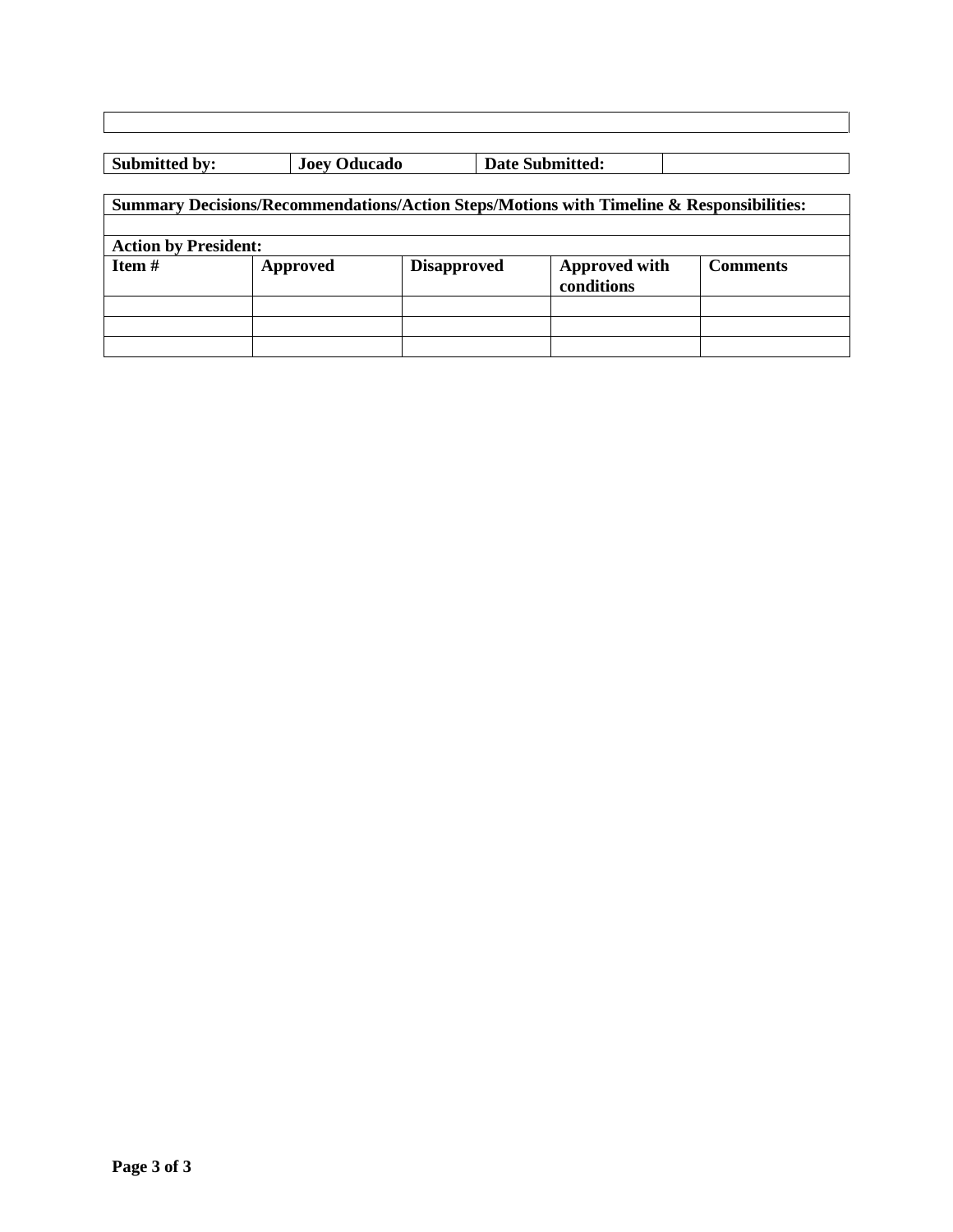| |
|---|
| |

| Submitted by: | Joey Oducado | Date Submitted: | |
|---|---|---|---|

| Summary Decisions/Recommendations/Action Steps/Motions with Timeline & Responsibilities: | | | | |
|---|---|---|---|---|
| | | | | |
| **Action by President:** | | | | |
| **Item #** | **Approved** | **Disapproved** | **Approved with conditions** | **Comments** |
| | | | | |
| | | | | |
| | | | | |